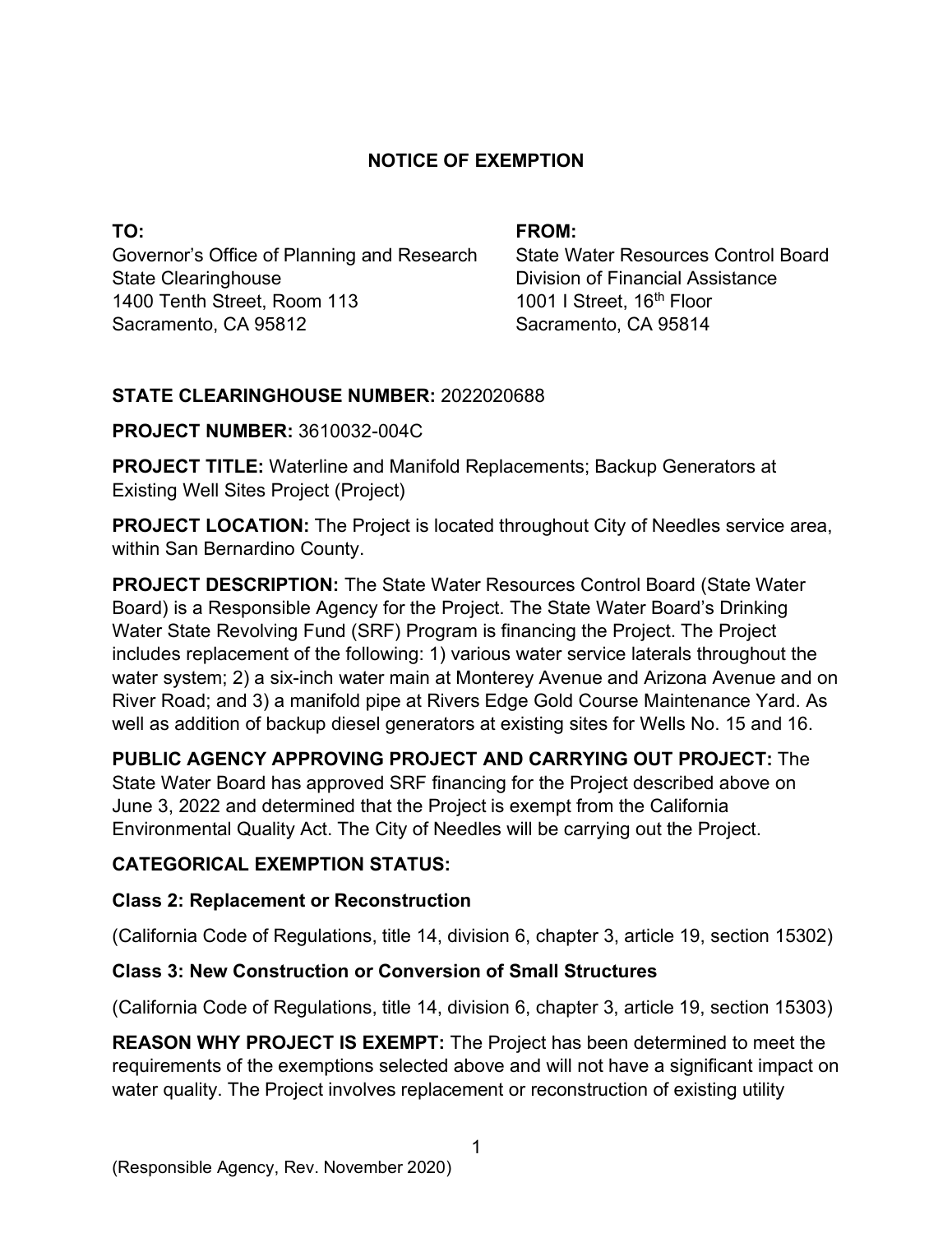# NOTICE OF EXEMPTION

**TO:**
Governor's Office of Planning and Research
State Clearinghouse
1400 Tenth Street, Room 113
Sacramento, CA 95812

**FROM:**
State Water Resources Control Board
Division of Financial Assistance
1001 I Street, 16th Floor
Sacramento, CA 95814

**STATE CLEARINGHOUSE NUMBER:** 2022020688

**PROJECT NUMBER:** 3610032-004C

**PROJECT TITLE:** Waterline and Manifold Replacements; Backup Generators at Existing Well Sites Project (Project)

**PROJECT LOCATION:** The Project is located throughout City of Needles service area, within San Bernardino County.

**PROJECT DESCRIPTION:** The State Water Resources Control Board (State Water Board) is a Responsible Agency for the Project. The State Water Board's Drinking Water State Revolving Fund (SRF) Program is financing the Project. The Project includes replacement of the following: 1) various water service laterals throughout the water system; 2) a six-inch water main at Monterey Avenue and Arizona Avenue and on River Road; and 3) a manifold pipe at Rivers Edge Gold Course Maintenance Yard. As well as addition of backup diesel generators at existing sites for Wells No. 15 and 16.

**PUBLIC AGENCY APPROVING PROJECT AND CARRYING OUT PROJECT:** The State Water Board has approved SRF financing for the Project described above on June 3, 2022 and determined that the Project is exempt from the California Environmental Quality Act. The City of Needles will be carrying out the Project.

**CATEGORICAL EXEMPTION STATUS:**

**Class 2: Replacement or Reconstruction**

(California Code of Regulations, title 14, division 6, chapter 3, article 19, section 15302)

**Class 3: New Construction or Conversion of Small Structures**

(California Code of Regulations, title 14, division 6, chapter 3, article 19, section 15303)

**REASON WHY PROJECT IS EXEMPT:** The Project has been determined to meet the requirements of the exemptions selected above and will not have a significant impact on water quality. The Project involves replacement or reconstruction of existing utility

(Responsible Agency, Rev. November 2020)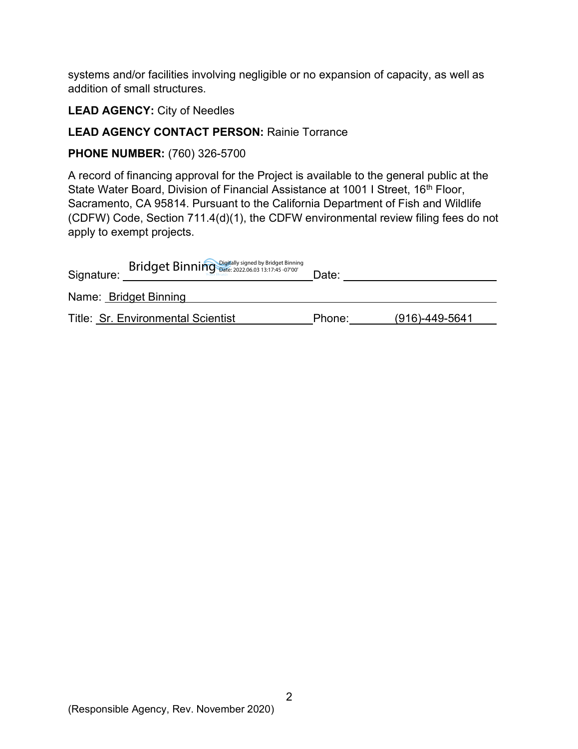systems and/or facilities involving negligible or no expansion of capacity, as well as addition of small structures.

**LEAD AGENCY:** City of Needles

**LEAD AGENCY CONTACT PERSON:** Rainie Torrance

**PHONE NUMBER:** (760) 326-5700

A record of financing approval for the Project is available to the general public at the State Water Board, Division of Financial Assistance at 1001 I Street, 16th Floor, Sacramento, CA 95814. Pursuant to the California Department of Fish and Wildlife (CDFW) Code, Section 711.4(d)(1), the CDFW environmental review filing fees do not apply to exempt projects.

Signature: Bridget Binning (Digitally signed by Bridget Binning Date: 2022.06.03 13:17:45 -07'00') Date: 

Name: Bridget Binning

Title: Sr. Environmental Scientist Phone: (916)-449-5641

(Responsible Agency, Rev. November 2020)